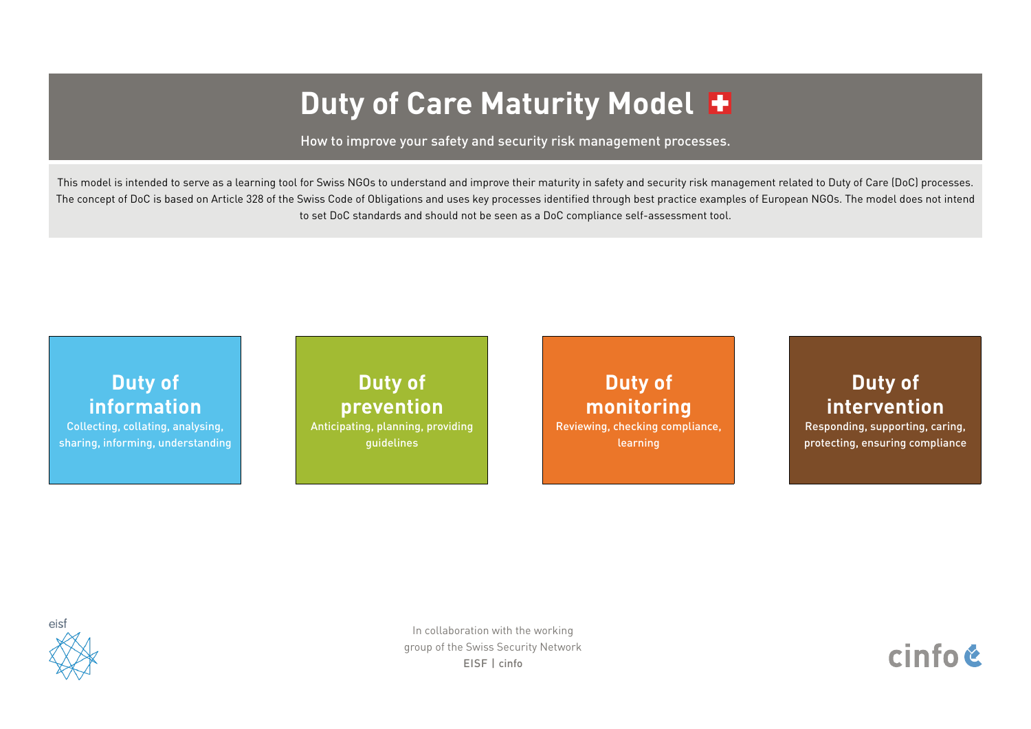# Duty of Care Maturity Model

How to improve your safety and security risk management processes.

This model is intended to serve as a learning tool for Swiss NGOs to understand and improve their maturity in safety and security risk management related to Duty of Care (DoC) processes. The concept of DoC is based on Article 328 of the Swiss Code of Obligations and uses key processes identified through best practice examples of European NGOs. The model does not intend to set DoC standards and should not be seen as a DoC compliance self-assessment tool.

## Duty of information

Collecting, collating, analysing, sharing, informing, understanding

## Duty of prevention

Anticipating, planning, providing guidelines

## Duty of monitoring

Reviewing, checking compliance, learning

## Duty of intervention

Responding, supporting, caring, protecting, ensuring compliance

eisf

In collaboration with the working group of the Swiss Security Network
EISF | cinfo

cinfo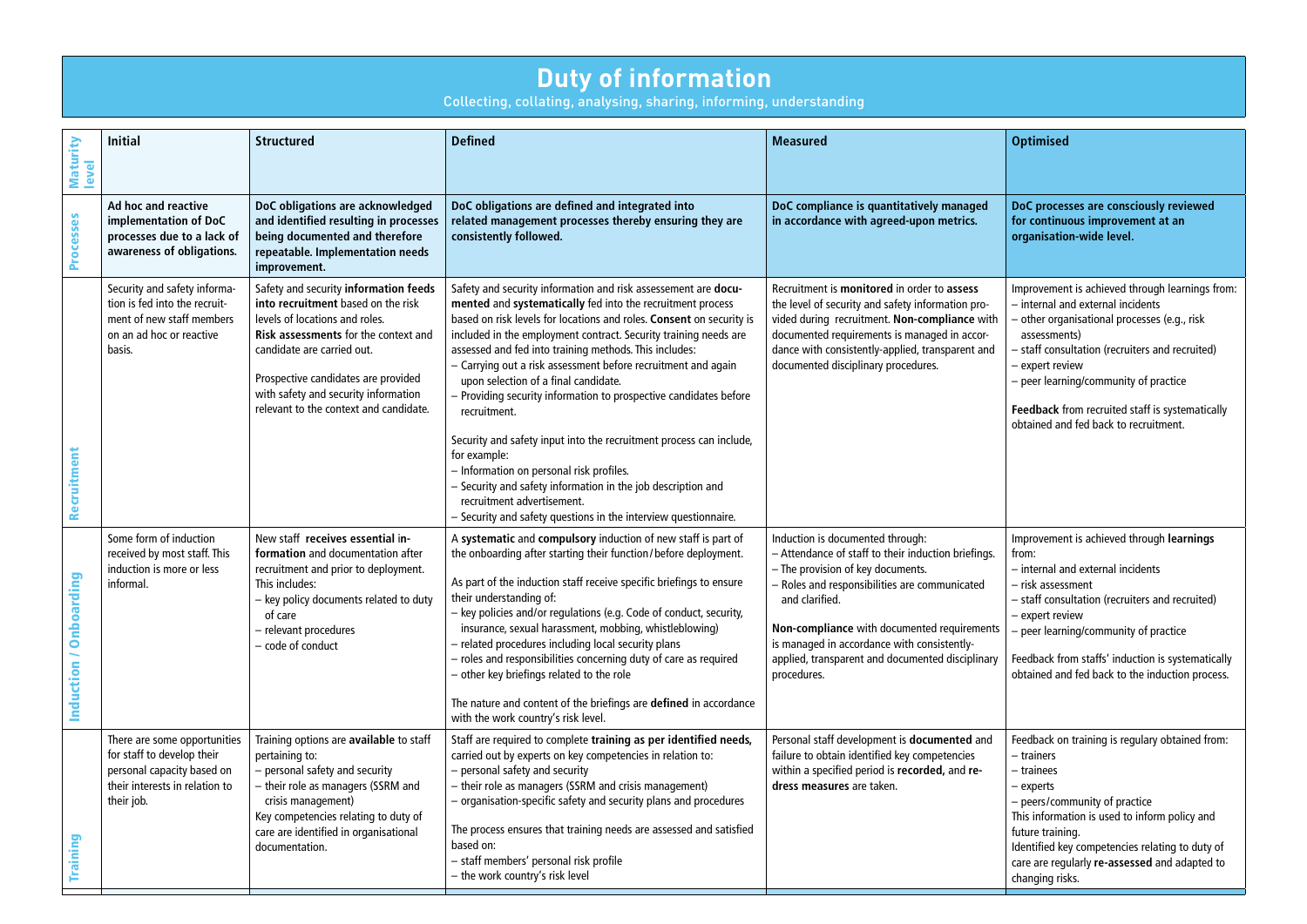# Duty of information

Collecting, collating, analysing, sharing, informing, understanding

| Maturity level | Initial | Structured | Defined | Measured | Optimised |
|---|---|---|---|---|---|
| **Processes** | **Ad hoc and reactive implementation of DoC processes due to a lack of awareness of obligations.** | **DoC obligations are acknowledged and identified resulting in processes being documented and therefore repeatable. Implementation needs improvement.** | **DoC obligations are defined and integrated into related management processes thereby ensuring they are consistently followed.** | **DoC compliance is quantitatively managed in accordance with agreed-upon metrics.** | **DoC processes are consciously reviewed for continuous improvement at an organisation-wide level.** |
| **Recruitment** | Security and safety information is fed into the recruitment of new staff members on an ad hoc or reactive basis. | Safety and security **information feeds into recruitment** based on the risk levels of locations and roles.<br>**Risk assessments** for the context and candidate are carried out.<br><br>Prospective candidates are provided with safety and security information relevant to the context and candidate. | Safety and security information and risk assessement are **documented** and **systematically** fed into the recruitment process based on risk levels for locations and roles. **Consent** on security is included in the employment contract. Security training needs are assessed and fed into training methods. This includes:<br>– Carrying out a risk assessment before recruitment and again upon selection of a final candidate.<br>– Providing security information to prospective candidates before recruitment.<br><br>Security and safety input into the recruitment process can include, for example:<br>– Information on personal risk profiles.<br>– Security and safety information in the job description and recruitment advertisement.<br>– Security and safety questions in the interview questionnaire. | Recruitment is **monitored** in order to **assess** the level of security and safety information provided during recruitment. **Non-compliance** with documented requirements is managed in accordance with consistently-applied, transparent and documented disciplinary procedures. | Improvement is achieved through learnings from:<br>– internal and external incidents<br>– other organisational processes (e.g., risk assessments)<br>– staff consultation (recruiters and recruited)<br>– expert review<br>– peer learning/community of practice<br><br>**Feedback** from recruited staff is systematically obtained and fed back to recruitment. |
| **Induction / Onboarding** | Some form of induction received by most staff. This induction is more or less informal. | New staff **receives essential information** and documentation after recruitment and prior to deployment. This includes:<br>– key policy documents related to duty of care<br>– relevant procedures<br>– code of conduct | A **systematic** and **compulsory** induction of new staff is part of the onboarding after starting their function / before deployment.<br><br>As part of the induction staff receive specific briefings to ensure their understanding of:<br>– key policies and/or regulations (e.g. Code of conduct, security, insurance, sexual harassment, mobbing, whistleblowing)<br>– related procedures including local security plans<br>– roles and responsibilities concerning duty of care as required<br>– other key briefings related to the role<br><br>The nature and content of the briefings are **defined** in accordance with the work country's risk level. | Induction is documented through:<br>– Attendance of staff to their induction briefings.<br>– The provision of key documents.<br>– Roles and responsibilities are communicated and clarified.<br><br>**Non-compliance** with documented requirements is managed in accordance with consistently-applied, transparent and documented disciplinary procedures. | Improvement is achieved through **learnings** from:<br>– internal and external incidents<br>– risk assessment<br>– staff consultation (recruiters and recruited)<br>– expert review<br>– peer learning/community of practice<br><br>Feedback from staffs' induction is systematically obtained and fed back to the induction process. |
| **Training** | There are some opportunities for staff to develop their personal capacity based on their interests in relation to their job. | Training options are **available** to staff pertaining to:<br>– personal safety and security<br>– their role as managers (SSRM and crisis management)<br>Key competencies relating to duty of care are identified in organisational documentation. | Staff are required to complete **training as per identified needs,** carried out by experts on key competencies in relation to:<br>– personal safety and security<br>– their role as managers (SSRM and crisis management)<br>– organisation-specific safety and security plans and procedures<br><br>The process ensures that training needs are assessed and satisfied based on:<br>– staff members' personal risk profile<br>– the work country's risk level | Personal staff development is **documented** and failure to obtain identified key competencies within a specified period is **recorded,** and **redress measures** are taken. | Feedback on training is regulary obtained from:<br>– trainers<br>– trainees<br>– experts<br>– peers/community of practice<br>This information is used to inform policy and future training.<br>Identified key competencies relating to duty of care are regularly **re-assessed** and adapted to changing risks. |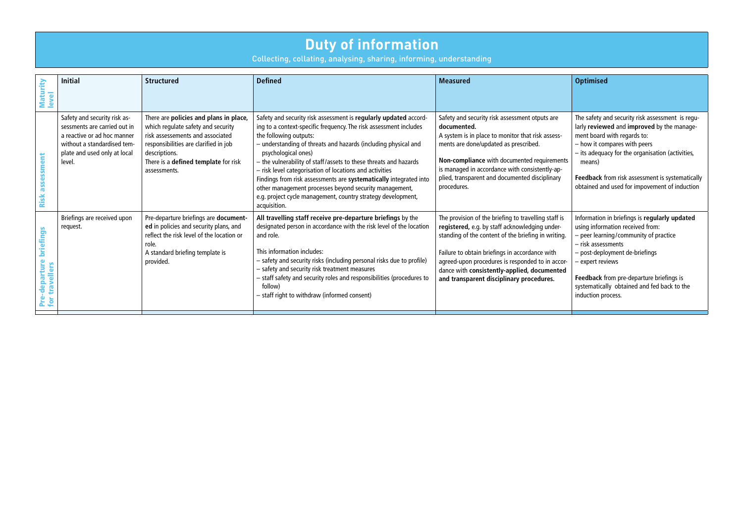# Duty of information

Collecting, collating, analysing, sharing, informing, understanding

| Maturity level | Initial | Structured | Defined | Measured | Optimised |
|---|---|---|---|---|---|
| Risk assessment | Safety and security risk assessments are carried out in a reactive or ad hoc manner without a standardised template and used only at local level. | There are **policies and plans in place,** which regulate safety and security risk assesements and associated responsibilities are clarified in job descriptions.<br>There is a **defined template** for risk assessments. | Safety and security risk assessment is **regularly updated** according to a context-specific frequency. The risk assessment includes the following outputs:<br>– understanding of threats and hazards (including physical and psychological ones)<br>– the vulnerability of staff/assets to these threats and hazards<br>– risk level categorisation of locations and activities<br>Findings from risk assessments are **systematically** integrated into other management processes beyond security management, e.g. project cycle management, country strategy development, acquisition. | Safety and security risk assessment otputs are **documented.**<br>A system is in place to monitor that risk assessments are done/updated as prescribed.<br><br>**Non-compliance** with documented requirements is managed in accordance with consistently-applied, transparent and documented disciplinary procedures. | The safety and security risk assessment is regularly **reviewed** and **improved** by the management board with regards to:<br>– how it compares with peers<br>– its adequacy for the organisation (activities, means)<br><br>**Feedback** from risk assessment is systematically obtained and used for impovement of induction |
| Pre-departure briefings for travellers | Briefings are received upon request. | Pre-departure briefings are **documented** in policies and security plans, and reflect the risk level of the location or role.<br>A standard briefing template is provided. | **All travelling staff receive pre-departure briefings** by the designated person in accordance with the risk level of the location and role.<br><br>This information includes:<br>– safety and security risks (including personal risks due to profile)<br>– safety and security risk treatment measures<br>– staff safety and security roles and responsibilities (procedures to follow)<br>– staff right to withdraw (informed consent) | The provision of the briefing to travelling staff is **registered,** e.g. by staff acknowledging understanding of the content of the briefing in writing.<br><br>Failure to obtain briefings in accordance with agreed-upon procedures is responded to in accordance with **consistently-applied, documented and transparent disciplinary procedures.** | Information in briefings is **regularly updated** using information received from:<br>– peer learning/community of practice<br>– risk assessments<br>– post-deployment de-briefings<br>– expert reviews<br><br>**Feedback** from pre-departure briefings is systematically obtained and fed back to the induction process. |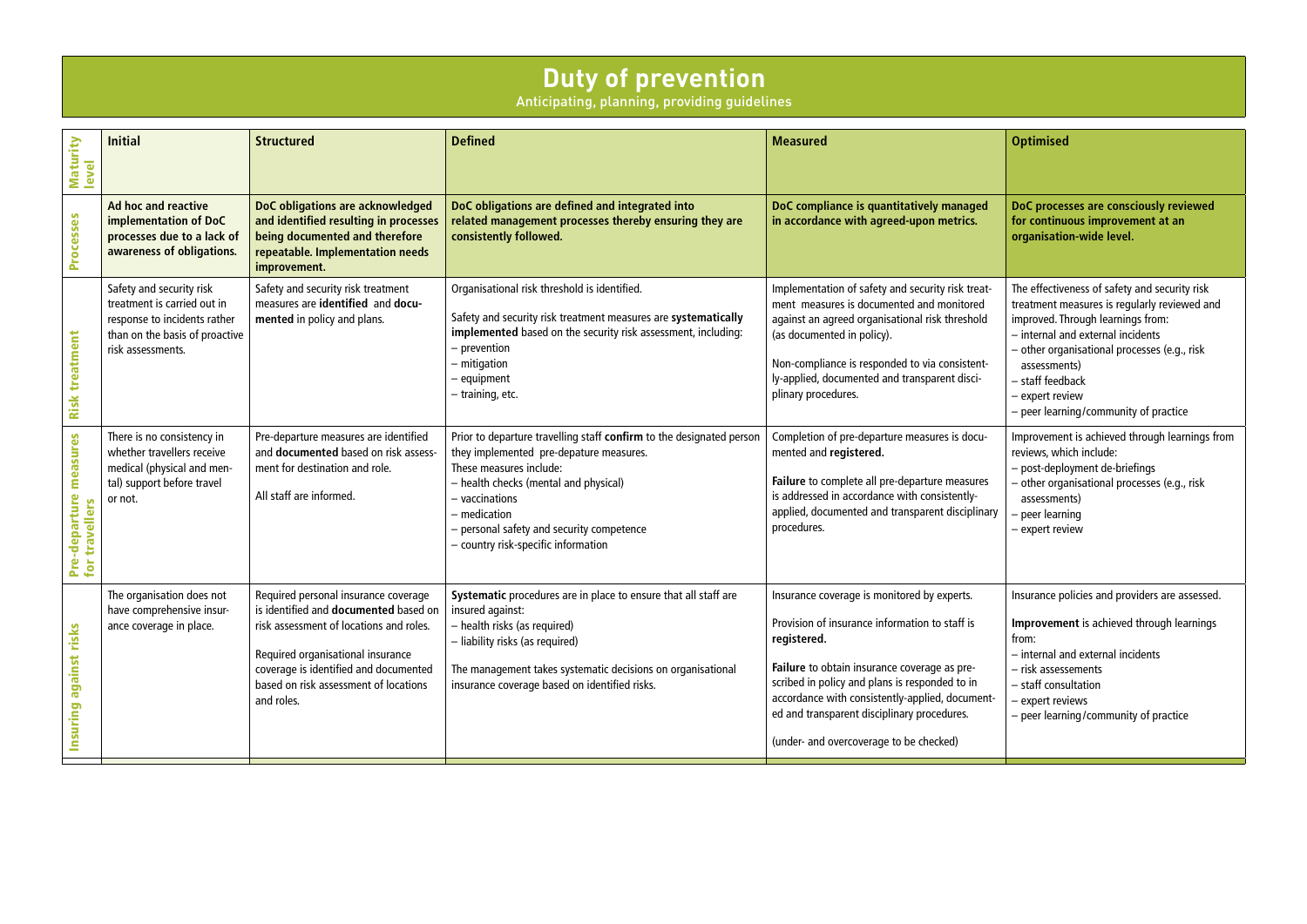# Duty of prevention

Anticipating, planning, providing guidelines

| Maturity level | Initial | Structured | Defined | Measured | Optimised |
|---|---|---|---|---|---|
| Processes | **Ad hoc and reactive implementation of DoC processes due to a lack of awareness of obligations.** | **DoC obligations are acknowledged and identified resulting in processes being documented and therefore repeatable. Implementation needs improvement.** | **DoC obligations are defined and integrated into related management processes thereby ensuring they are consistently followed.** | **DoC compliance is quantitatively managed in accordance with agreed-upon metrics.** | **DoC processes are consciously reviewed for continuous improvement at an organisation-wide level.** |
| Risk treatment | Safety and security risk treatment is carried out in response to incidents rather than on the basis of proactive risk assessments. | Safety and security risk treatment measures are **identified** and **documented** in policy and plans. | Organisational risk threshold is identified.<br><br>Safety and security risk treatment measures are **systematically implemented** based on the security risk assessment, including:<br>– prevention<br>– mitigation<br>– equipment<br>– training, etc. | Implementation of safety and security risk treatment measures is documented and monitored against an agreed organisational risk threshold (as documented in policy).<br><br>Non-compliance is responded to via consistently-applied, documented and transparent disciplinary procedures. | The effectiveness of safety and security risk treatment measures is regularly reviewed and improved. Through learnings from:<br>– internal and external incidents<br>– other organisational processes (e.g., risk assessments)<br>– staff feedback<br>– expert review<br>– peer learning/community of practice |
| Pre-departure measures for travellers | There is no consistency in whether travellers receive medical (physical and mental) support before travel or not. | Pre-departure measures are identified and **documented** based on risk assessment for destination and role.<br><br>All staff are informed. | Prior to departure travelling staff **confirm** to the designated person they implemented pre-depature measures.<br>These measures include:<br>– health checks (mental and physical)<br>– vaccinations<br>– medication<br>– personal safety and security competence<br>– country risk-specific information | Completion of pre-departure measures is documented and **registered.**<br><br>**Failure** to complete all pre-departure measures is addressed in accordance with consistently-applied, documented and transparent disciplinary procedures. | Improvement is achieved through learnings from reviews, which include:<br>– post-deployment de-briefings<br>– other organisational processes (e.g., risk assessments)<br>– peer learning<br>– expert review |
| Insuring against risks | The organisation does not have comprehensive insurance coverage in place. | Required personal insurance coverage is identified and **documented** based on risk assessment of locations and roles.<br><br>Required organisational insurance coverage is identified and documented based on risk assessment of locations and roles. | **Systematic** procedures are in place to ensure that all staff are insured against:<br>– health risks (as required)<br>– liability risks (as required)<br><br>The management takes systematic decisions on organisational insurance coverage based on identified risks. | Insurance coverage is monitored by experts.<br><br>Provision of insurance information to staff is **registered.**<br><br>**Failure** to obtain insurance coverage as prescribed in policy and plans is responded to in accordance with consistently-applied, documented and transparent disciplinary procedures.<br><br>(under- and overcoverage to be checked) | Insurance policies and providers are assessed.<br><br>**Improvement** is achieved through learnings from:<br>– internal and external incidents<br>– risk assessements<br>– staff consultation<br>– expert reviews<br>– peer learning/community of practice |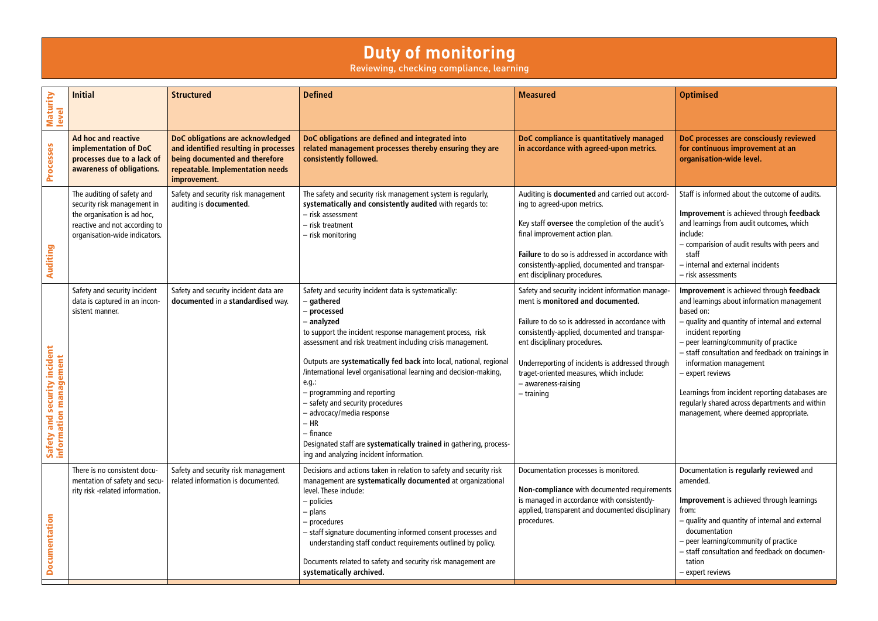# Duty of monitoring

Reviewing, checking compliance, learning

| Maturity level | Initial | Structured | Defined | Measured | Optimised |
|---|---|---|---|---|---|
| **Processes** | **Ad hoc and reactive implementation of DoC processes due to a lack of awareness of obligations.** | **DoC obligations are acknowledged and identified resulting in processes being documented and therefore repeatable. Implementation needs improvement.** | **DoC obligations are defined and integrated into related management processes thereby ensuring they are consistently followed.** | **DoC compliance is quantitatively managed in accordance with agreed-upon metrics.** | **DoC processes are consciously reviewed for continuous improvement at an organisation-wide level.** |
| **Auditing** | The auditing of safety and security risk management in the organisation is ad hoc, reactive and not according to organisation-wide indicators. | Safety and security risk management auditing is **documented**. | The safety and security risk management system is regularly, **systematically and consistently audited** with regards to:<br>– risk assessment<br>– risk treatment<br>– risk monitoring | Auditing is **documented** and carried out according to agreed-upon metrics.<br><br>Key staff **oversee** the completion of the audit's final improvement action plan.<br><br>**Failure** to do so is addressed in accordance with consistently-applied, documented and transparent disciplinary procedures. | Staff is informed about the outcome of audits.<br><br>**Improvement** is achieved through **feedback** and learnings from audit outcomes, which include:<br>– comparision of audit results with peers and staff<br>– internal and external incidents<br>– risk assessments |
| **Safety and security incident information management** | Safety and security incident data is captured in an inconsistent manner. | Safety and security incident data are **documented** in a **standardised** way. | Safety and security incident data is systematically:<br>– **gathered**<br>– **processed**<br>– **analyzed**<br>to support the incident response management process, risk assessment and risk treatment including crisis management.<br><br>Outputs are **systematically fed back** into local, national, regional /international level organisational learning and decision-making, e.g.:<br>– programming and reporting<br>– safety and security procedures<br>– advocacy/media response<br>– HR<br>– finance<br>Designated staff are **systematically trained** in gathering, processing and analyzing incident information. | Safety and security incident information management is **monitored and documented.**<br><br>Failure to do so is addressed in accordance with consistently-applied, documented and transparent disciplinary procedures.<br><br>Underreporting of incidents is addressed through traget-oriented measures, which include:<br>– awareness-raising<br>– training | **Improvement** is achieved through **feedback** and learnings about information management based on:<br>– quality and quantity of internal and external incident reporting<br>– peer learning/community of practice<br>– staff consultation and feedback on trainings in information management<br>– expert reviews<br><br>Learnings from incident reporting databases are regularly shared across departments and within management, where deemed appropriate. |
| **Documentation** | There is no consistent documentation of safety and security risk -related information. | Safety and security risk management related information is documented. | Decisions and actions taken in relation to safety and security risk management are **systematically documented** at organizational level. These include:<br>– policies<br>– plans<br>– procedures<br>– staff signature documenting informed consent processes and understanding staff conduct requirements outlined by policy.<br><br>Documents related to safety and security risk management are **systematically archived.** | Documentation processes is monitored.<br><br>**Non-compliance** with documented requirements is managed in accordance with consistently-applied, transparent and documented disciplinary procedures. | Documentation is **regularly reviewed** and amended.<br><br>**Improvement** is achieved through learnings from:<br>– quality and quantity of internal and external documentation<br>– peer learning/community of practice<br>– staff consultation and feedback on documentation<br>– expert reviews |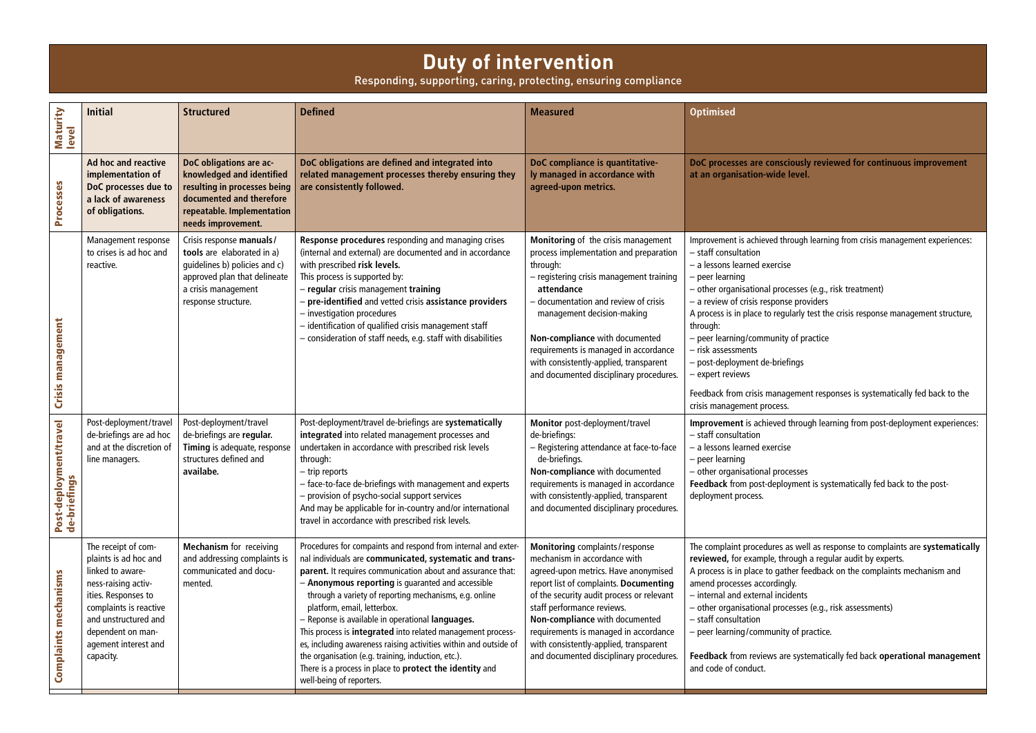# Duty of intervention

Responding, supporting, caring, protecting, ensuring compliance

| Maturity level | Initial | Structured | Defined | Measured | Optimised |
|---|---|---|---|---|---|
| **Processes** | **Ad hoc and reactive implementation of DoC processes due to a lack of awareness of obligations.** | **DoC obligations are acknowledged and identified resulting in processes being documented and therefore repeatable. Implementation needs improvement.** | **DoC obligations are defined and integrated into related management processes thereby ensuring they are consistently followed.** | **DoC compliance is quantitatively managed in accordance with agreed-upon metrics.** | **DoC processes are consciously reviewed for continuous improvement at an organisation-wide level.** |
| **Crisis management** | Management response to crises is ad hoc and reactive. | Crisis response **manuals/ tools** are elaborated in a) guidelines b) policies and c) approved plan that delineate a crisis management response structure. | **Response procedures** responding and managing crises (internal and external) are documented and in accordance with prescribed **risk levels.**<br>This process is supported by:<br>– **regular** crisis management **training**<br>– **pre-identified** and vetted crisis **assistance providers**<br>– investigation procedures<br>– identification of qualified crisis management staff<br>– consideration of staff needs, e.g. staff with disabilities | **Monitoring** of the crisis management process implementation and preparation through:<br>– registering crisis management training **attendance**<br>– documentation and review of crisis management decision-making<br><br>**Non-compliance** with documented requirements is managed in accordance with consistently-applied, transparent and documented disciplinary procedures. | Improvement is achieved through learning from crisis management experiences:<br>– staff consultation<br>– a lessons learned exercise<br>– peer learning<br>– other organisational processes (e.g., risk treatment)<br>– a review of crisis response providers<br>A process is in place to regularly test the crisis response management structure, through:<br>– peer learning/community of practice<br>– risk assessments<br>– post-deployment de-briefings<br>– expert reviews<br><br>Feedback from crisis management responses is systematically fed back to the crisis management process. |
| **Post-deployment/travel de-briefings** | Post-deployment/travel de-briefings are ad hoc and at the discretion of line managers. | Post-deployment/travel de-briefings are **regular. Timing** is adequate, response structures defined and **availabe.** | Post-deployment/travel de-briefings are **systematically integrated** into related management processes and undertaken in accordance with prescribed risk levels through:<br>– trip reports<br>– face-to-face de-briefings with management and experts<br>– provision of psycho-social support services<br>And may be applicable for in-country and/or international travel in accordance with prescribed risk levels. | **Monitor** post-deployment/travel de-briefings:<br>– Registering attendance at face-to-face de-briefings.<br>**Non-compliance** with documented requirements is managed in accordance with consistently-applied, transparent and documented disciplinary procedures. | **Improvement** is achieved through learning from post-deployment experiences:<br>– staff consultation<br>– a lessons learned exercise<br>– peer learning<br>– other organisational processes<br>**Feedback** from post-deployment is systematically fed back to the post-deployment process. |
| **Complaints mechanisms** | The receipt of complaints is ad hoc and linked to awareness-raising activities. Responses to complaints is reactive and unstructured and dependent on management interest and capacity. | **Mechanism** for receiving and addressing complaints is communicated and documented. | Procedures for compaints and respond from internal and external individuals are **communicated, systematic and transparent.** It requires communication about and assurance that:<br>– **Anonymous reporting** is guaranted and accessible through a variety of reporting mechanisms, e.g. online platform, email, letterbox.<br>– Reponse is available in operational **languages.**<br>This process is **integrated** into related management processes, including awareness raising activities within and outside of the organisation (e.g. training, induction, etc.).<br>There is a process in place to **protect the identity** and well-being of reporters. | **Monitoring** complaints/response mechanism in accordance with agreed-upon metrics. Have anonymised report list of complaints. **Documenting** of the security audit process or relevant staff performance reviews.<br>**Non-compliance** with documented requirements is managed in accordance with consistently-applied, transparent and documented disciplinary procedures. | The complaint procedures as well as response to complaints are **systematically reviewed,** for example, through a regular audit by experts.<br>A process is in place to gather feedback on the complaints mechanism and amend processes accordingly.<br>– internal and external incidents<br>– other organisational processes (e.g., risk assessments)<br>– staff consultation<br>– peer learning/community of practice.<br><br>**Feedback** from reviews are systematically fed back **operational management** and code of conduct. |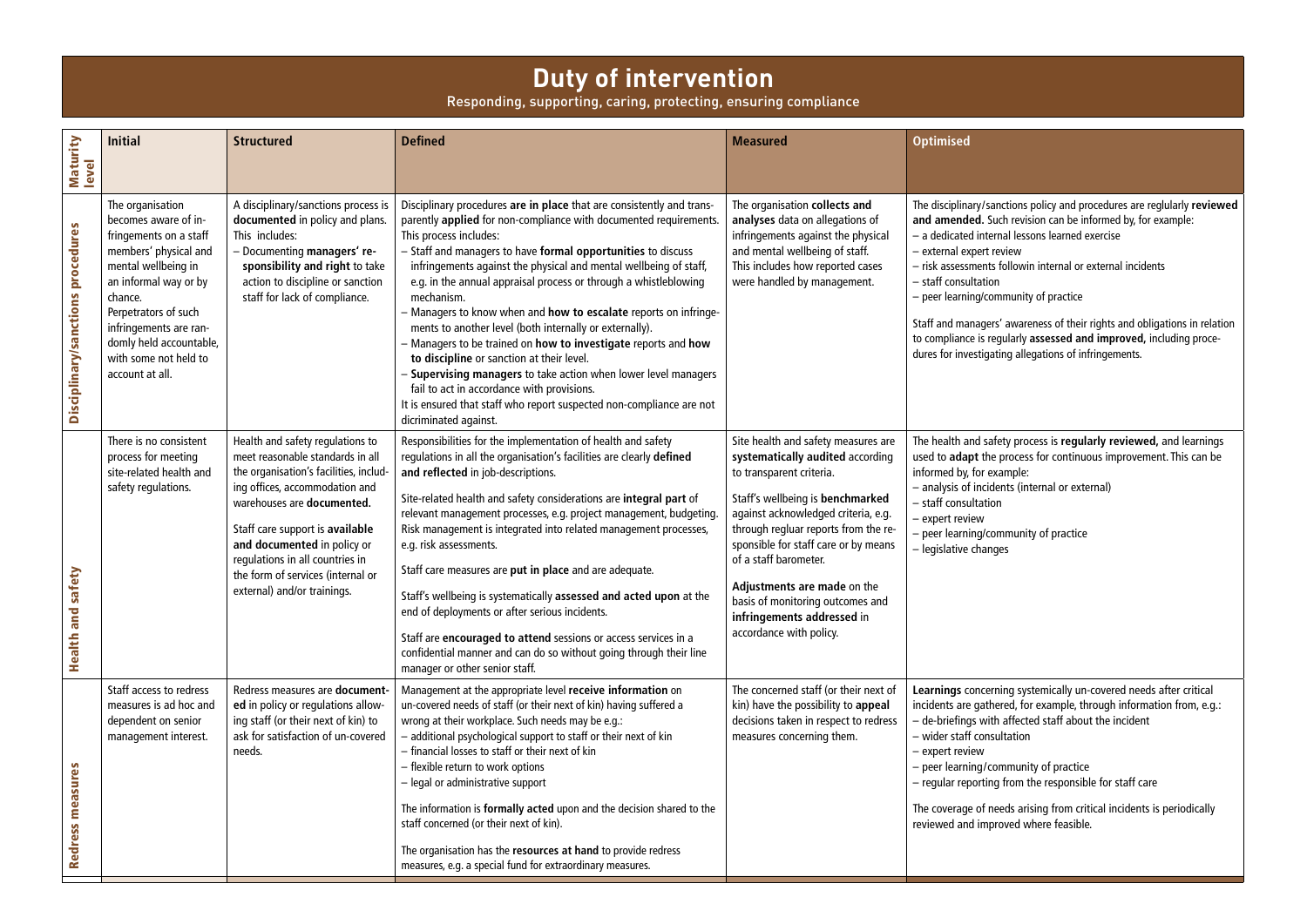# Duty of intervention

Responding, supporting, caring, protecting, ensuring compliance

| Maturity level | Initial | Structured | Defined | Measured | Optimised |
|---|---|---|---|---|---|
| **Disciplinary/sanctions procedures** | The organisation becomes aware of infringements on a staff members' physical and mental wellbeing in an informal way or by chance.<br>Perpetrators of such infringements are randomly held accountable, with some not held to account at all. | A disciplinary/sanctions process is **documented** in policy and plans. This includes:<br>– Documenting **managers' responsibility and right** to take action to discipline or sanction staff for lack of compliance. | Disciplinary procedures **are in place** that are consistently and transparently **applied** for non-compliance with documented requirements. This process includes:<br>– Staff and managers to have **formal opportunities** to discuss infringements against the physical and mental wellbeing of staff, e.g. in the annual appraisal process or through a whistleblowing mechanism.<br>– Managers to know when and **how to escalate** reports on infringements to another level (both internally or externally).<br>– Managers to be trained on **how to investigate** reports and **how to discipline** or sanction at their level.<br>– **Supervising managers** to take action when lower level managers fail to act in accordance with provisions.<br>It is ensured that staff who report suspected non-compliance are not dicriminated against. | The organisation **collects and analyses** data on allegations of infringements against the physical and mental wellbeing of staff. This includes how reported cases were handled by management. | The disciplinary/sanctions policy and procedures are reglularly **reviewed and amended.** Such revision can be informed by, for example:<br>– a dedicated internal lessons learned exercise<br>– external expert review<br>– risk assessments followin internal or external incidents<br>– staff consultation<br>– peer learning/community of practice<br><br>Staff and managers' awareness of their rights and obligations in relation to compliance is regularly **assessed and improved,** including procedures for investigating allegations of infringements. |
| **Health and safety** | There is no consistent process for meeting site-related health and safety regulations. | Health and safety regulations to meet reasonable standards in all the organisation's facilities, including offices, accommodation and warehouses are **documented.**<br><br>Staff care support is **available and documented** in policy or regulations in all countries in the form of services (internal or external) and/or trainings. | Responsibilities for the implementation of health and safety regulations in all the organisation's facilities are clearly **defined and reflected** in job-descriptions.<br><br>Site-related health and safety considerations are **integral part** of relevant management processes, e.g. project management, budgeting. Risk management is integrated into related management processes, e.g. risk assessments.<br><br>Staff care measures are **put in place** and are adequate.<br><br>Staff's wellbeing is systematically **assessed and acted upon** at the end of deployments or after serious incidents.<br><br>Staff are **encouraged to attend** sessions or access services in a confidential manner and can do so without going through their line manager or other senior staff. | Site health and safety measures are **systematically audited** according to transparent criteria.<br><br>Staff's wellbeing is **benchmarked** against acknowledged criteria, e.g. through regluar reports from the responsible for staff care or by means of a staff barometer.<br><br>**Adjustments are made** on the basis of monitoring outcomes and **infringements addressed** in accordance with policy. | The health and safety process is **regularly reviewed,** and learnings used to **adapt** the process for continuous improvement. This can be informed by, for example:<br>– analysis of incidents (internal or external)<br>– staff consultation<br>– expert review<br>– peer learning/community of practice<br>– legislative changes |
| **Redress measures** | Staff access to redress measures is ad hoc and dependent on senior management interest. | Redress measures are **documented** in policy or regulations allowing staff (or their next of kin) to ask for satisfaction of un-covered needs. | Management at the appropriate level **receive information** on un-covered needs of staff (or their next of kin) having suffered a wrong at their workplace. Such needs may be e.g.:<br>– additional psychological support to staff or their next of kin<br>– financial losses to staff or their next of kin<br>– flexible return to work options<br>– legal or administrative support<br><br>The information is **formally acted** upon and the decision shared to the staff concerned (or their next of kin).<br><br>The organisation has the **resources at hand** to provide redress measures, e.g. a special fund for extraordinary measures. | The concerned staff (or their next of kin) have the possibility to **appeal** decisions taken in respect to redress measures concerning them. | **Learnings** concerning systemically un-covered needs after critical incidents are gathered, for example, through information from, e.g.:<br>– de-briefings with affected staff about the incident<br>– wider staff consultation<br>– expert review<br>– peer learning/community of practice<br>– regular reporting from the responsible for staff care<br><br>The coverage of needs arising from critical incidents is periodically reviewed and improved where feasible. |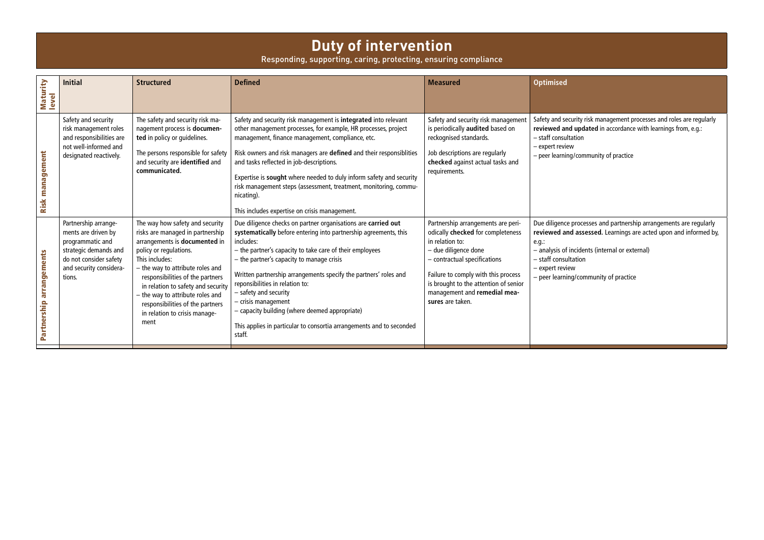# Duty of intervention

Responding, supporting, caring, protecting, ensuring compliance

| Maturity level | Initial | Structured | Defined | Measured | Optimised |
|---|---|---|---|---|---|
| **Risk management** | Safety and security risk management roles and responsibilities are not well-informed and designated reactively. | The safety and security risk management process is **documented** in policy or guidelines.<br><br>The persons responsible for safety and security are **identified** and **communicated.** | Safety and security risk management is **integrated** into relevant other management processes, for example, HR processes, project management, finance management, compliance, etc.<br><br>Risk owners and risk managers are **defined** and their responsiblities and tasks reflected in job-descriptions.<br><br>Expertise is **sought** where needed to duly inform safety and security risk management steps (assessment, treatment, monitoring, communicating).<br><br>This includes expertise on crisis management. | Safety and security risk management is periodically **audited** based on reckognised standards.<br><br>Job descriptions are regularly **checked** against actual tasks and requirements. | Safety and security risk management processes and roles are regularly **reviewed and updated** in accordance with learnings from, e.g.:<br>– staff consultation<br>– expert review<br>– peer learning/community of practice |
| **Partnership arrangements** | Partnership arrangements are driven by programmatic and strategic demands and do not consider safety and security considerations. | The way how safety and security risks are managed in partnership arrangements is **documented** in policy or regulations.<br>This includes:<br>– the way to attribute roles and responsibilities of the partners in relation to safety and security<br>– the way to attribute roles and responsibilities of the partners in relation to crisis management | Due diligence checks on partner organisations are **carried out systematically** before entering into partnership agreements, this includes:<br>– the partner's capacity to take care of their employees<br>– the partner's capacity to manage crisis<br><br>Written partnership arrangements specify the partners' roles and reponsibilities in relation to:<br>– safety and security<br>– crisis management<br>– capacity building (where deemed appropriate)<br><br>This applies in particular to consortia arrangements and to seconded staff. | Partnership arrangements are periodically **checked** for completeness in relation to:<br>– due diligence done<br>– contractual specifications<br><br>Failure to comply with this process is brought to the attention of senior management and **remedial measures** are taken. | Due diligence processes and partnership arrangements are regularly **reviewed and assessed.** Learnings are acted upon and informed by, e.g.:<br>– analysis of incidents (internal or external)<br>– staff consultation<br>– expert review<br>– peer learning/community of practice |